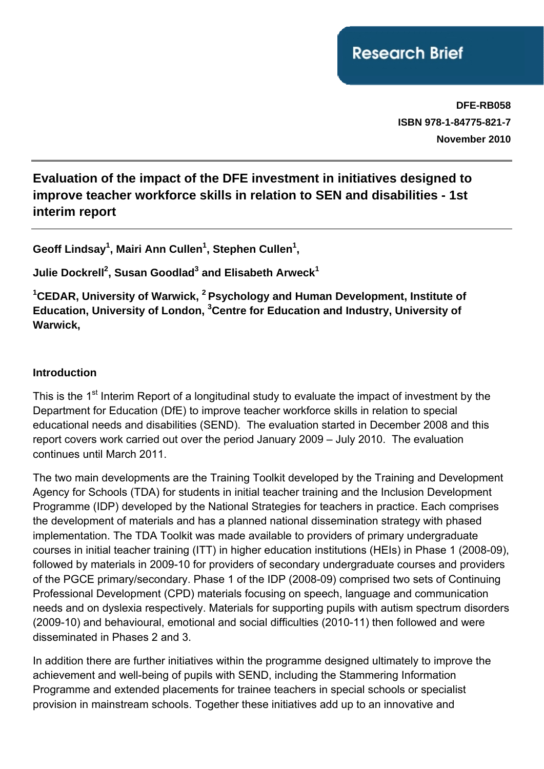Research Brief

**DFE-RB058**
**ISBN 978-1-84775-821-7**
**November 2010**

# Evaluation of the impact of the DFE investment in initiatives designed to improve teacher workforce skills in relation to SEN and disabilities - 1st interim report

**Geoff Lindsay[1], Mairi Ann Cullen[1], Stephen Cullen[1], Julie Dockrell[2], Susan Goodlad[3] and Elisabeth Arweck[1]**

**[1]CEDAR, University of Warwick, [2] Psychology and Human Development, Institute of Education, University of London, [3]Centre for Education and Industry, University of Warwick,**

## Introduction

This is the 1st Interim Report of a longitudinal study to evaluate the impact of investment by the Department for Education (DfE) to improve teacher workforce skills in relation to special educational needs and disabilities (SEND). The evaluation started in December 2008 and this report covers work carried out over the period January 2009 – July 2010. The evaluation continues until March 2011.

The two main developments are the Training Toolkit developed by the Training and Development Agency for Schools (TDA) for students in initial teacher training and the Inclusion Development Programme (IDP) developed by the National Strategies for teachers in practice. Each comprises the development of materials and has a planned national dissemination strategy with phased implementation. The TDA Toolkit was made available to providers of primary undergraduate courses in initial teacher training (ITT) in higher education institutions (HEIs) in Phase 1 (2008-09), followed by materials in 2009-10 for providers of secondary undergraduate courses and providers of the PGCE primary/secondary. Phase 1 of the IDP (2008-09) comprised two sets of Continuing Professional Development (CPD) materials focusing on speech, language and communication needs and on dyslexia respectively. Materials for supporting pupils with autism spectrum disorders (2009-10) and behavioural, emotional and social difficulties (2010-11) then followed and were disseminated in Phases 2 and 3.

In addition there are further initiatives within the programme designed ultimately to improve the achievement and well-being of pupils with SEND, including the Stammering Information Programme and extended placements for trainee teachers in special schools or specialist provision in mainstream schools. Together these initiatives add up to an innovative and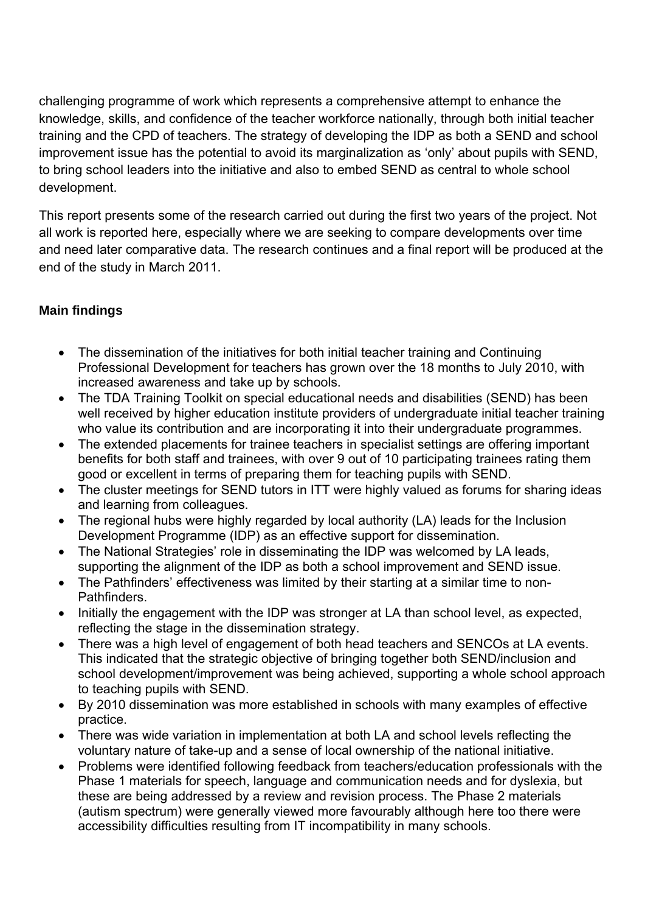challenging programme of work which represents a comprehensive attempt to enhance the knowledge, skills, and confidence of the teacher workforce nationally, through both initial teacher training and the CPD of teachers. The strategy of developing the IDP as both a SEND and school improvement issue has the potential to avoid its marginalization as 'only' about pupils with SEND, to bring school leaders into the initiative and also to embed SEND as central to whole school development.

This report presents some of the research carried out during the first two years of the project. Not all work is reported here, especially where we are seeking to compare developments over time and need later comparative data. The research continues and a final report will be produced at the end of the study in March 2011.

**Main findings**

- The dissemination of the initiatives for both initial teacher training and Continuing Professional Development for teachers has grown over the 18 months to July 2010, with increased awareness and take up by schools.
- The TDA Training Toolkit on special educational needs and disabilities (SEND) has been well received by higher education institute providers of undergraduate initial teacher training who value its contribution and are incorporating it into their undergraduate programmes.
- The extended placements for trainee teachers in specialist settings are offering important benefits for both staff and trainees, with over 9 out of 10 participating trainees rating them good or excellent in terms of preparing them for teaching pupils with SEND.
- The cluster meetings for SEND tutors in ITT were highly valued as forums for sharing ideas and learning from colleagues.
- The regional hubs were highly regarded by local authority (LA) leads for the Inclusion Development Programme (IDP) as an effective support for dissemination.
- The National Strategies' role in disseminating the IDP was welcomed by LA leads, supporting the alignment of the IDP as both a school improvement and SEND issue.
- The Pathfinders' effectiveness was limited by their starting at a similar time to non-Pathfinders.
- Initially the engagement with the IDP was stronger at LA than school level, as expected, reflecting the stage in the dissemination strategy.
- There was a high level of engagement of both head teachers and SENCOs at LA events. This indicated that the strategic objective of bringing together both SEND/inclusion and school development/improvement was being achieved, supporting a whole school approach to teaching pupils with SEND.
- By 2010 dissemination was more established in schools with many examples of effective practice.
- There was wide variation in implementation at both LA and school levels reflecting the voluntary nature of take-up and a sense of local ownership of the national initiative.
- Problems were identified following feedback from teachers/education professionals with the Phase 1 materials for speech, language and communication needs and for dyslexia, but these are being addressed by a review and revision process. The Phase 2 materials (autism spectrum) were generally viewed more favourably although here too there were accessibility difficulties resulting from IT incompatibility in many schools.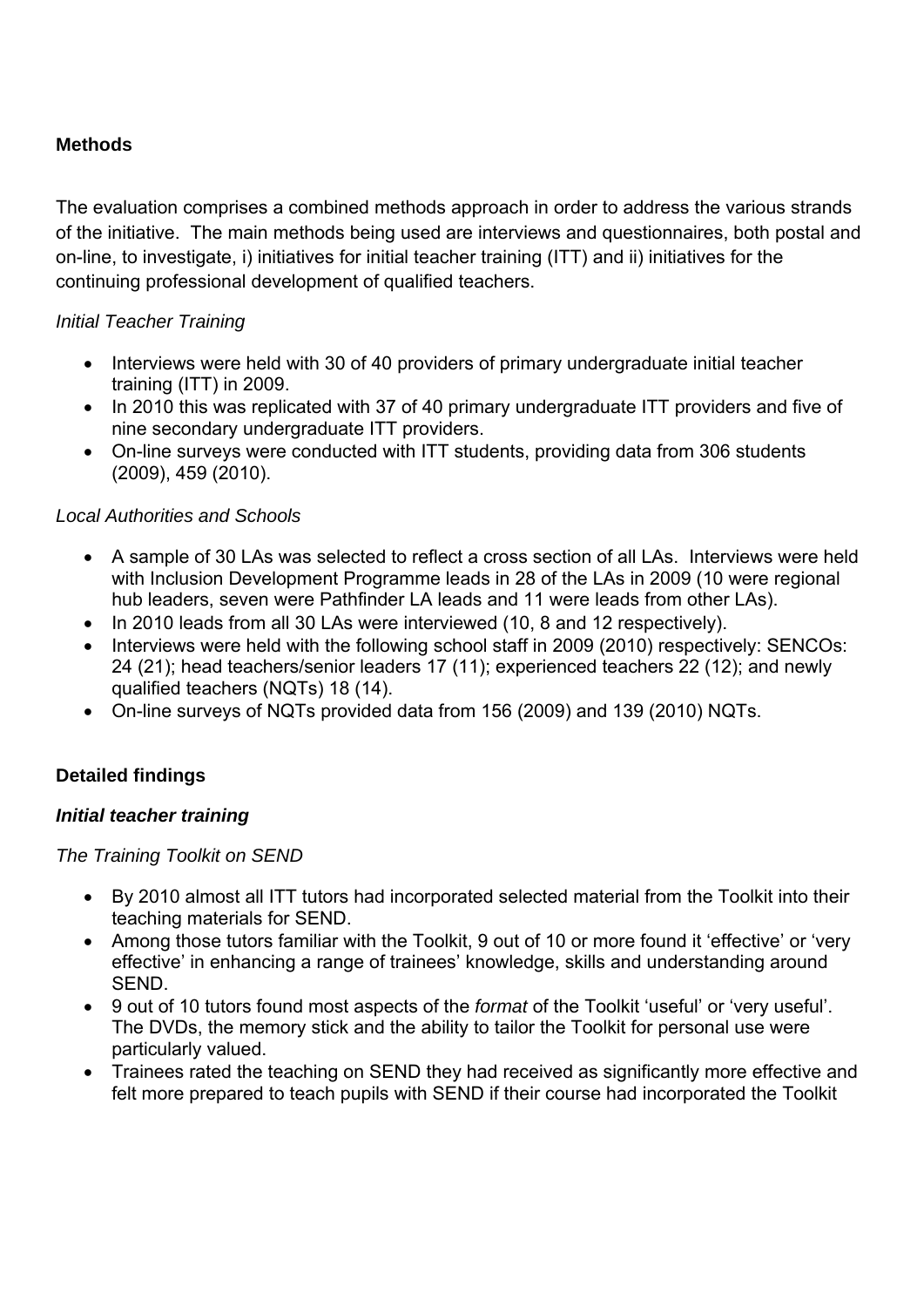## Methods

The evaluation comprises a combined methods approach in order to address the various strands of the initiative. The main methods being used are interviews and questionnaires, both postal and on-line, to investigate, i) initiatives for initial teacher training (ITT) and ii) initiatives for the continuing professional development of qualified teachers.

*Initial Teacher Training*

- Interviews were held with 30 of 40 providers of primary undergraduate initial teacher training (ITT) in 2009.
- In 2010 this was replicated with 37 of 40 primary undergraduate ITT providers and five of nine secondary undergraduate ITT providers.
- On-line surveys were conducted with ITT students, providing data from 306 students (2009), 459 (2010).

*Local Authorities and Schools*

- A sample of 30 LAs was selected to reflect a cross section of all LAs. Interviews were held with Inclusion Development Programme leads in 28 of the LAs in 2009 (10 were regional hub leaders, seven were Pathfinder LA leads and 11 were leads from other LAs).
- In 2010 leads from all 30 LAs were interviewed (10, 8 and 12 respectively).
- Interviews were held with the following school staff in 2009 (2010) respectively: SENCOs: 24 (21); head teachers/senior leaders 17 (11); experienced teachers 22 (12); and newly qualified teachers (NQTs) 18 (14).
- On-line surveys of NQTs provided data from 156 (2009) and 139 (2010) NQTs.

## Detailed findings

### *Initial teacher training*

*The Training Toolkit on SEND*

- By 2010 almost all ITT tutors had incorporated selected material from the Toolkit into their teaching materials for SEND.
- Among those tutors familiar with the Toolkit, 9 out of 10 or more found it 'effective' or 'very effective' in enhancing a range of trainees' knowledge, skills and understanding around SEND.
- 9 out of 10 tutors found most aspects of the *format* of the Toolkit 'useful' or 'very useful'. The DVDs, the memory stick and the ability to tailor the Toolkit for personal use were particularly valued.
- Trainees rated the teaching on SEND they had received as significantly more effective and felt more prepared to teach pupils with SEND if their course had incorporated the Toolkit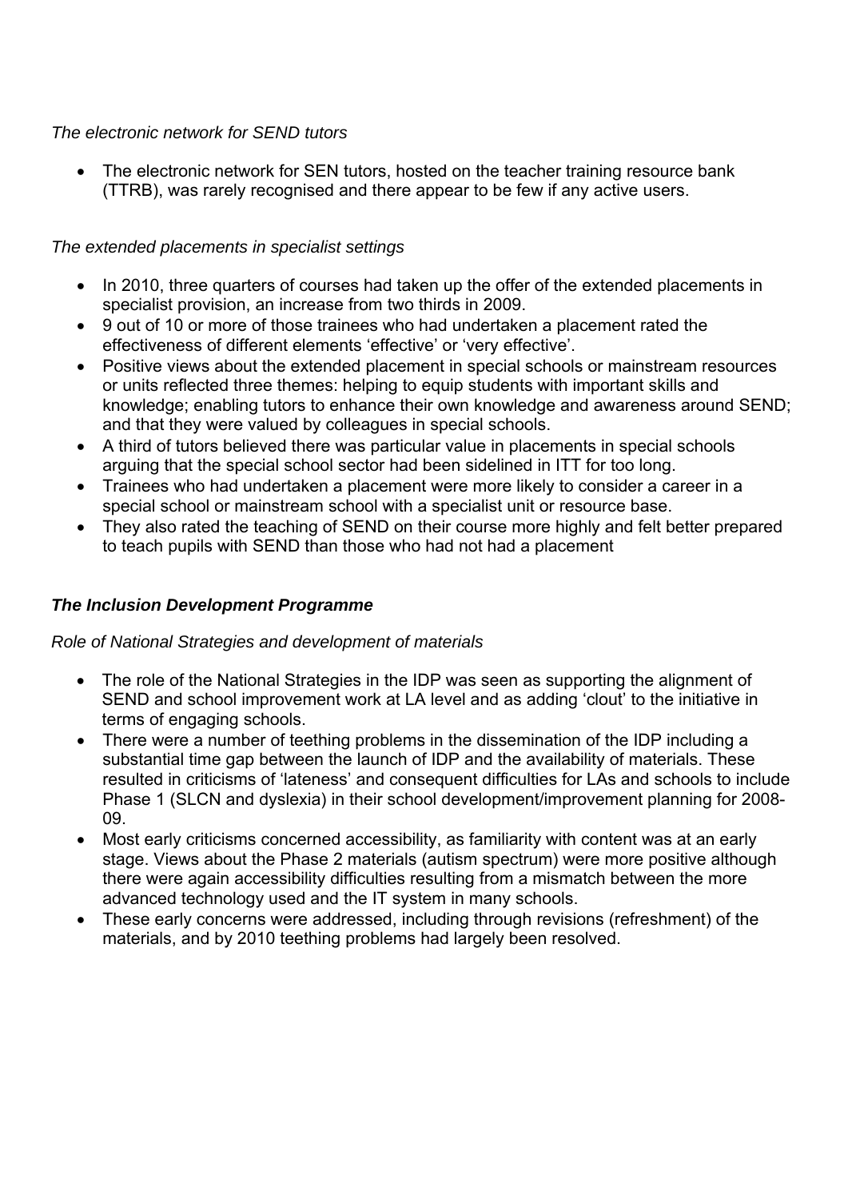*The electronic network for SEND tutors*

- The electronic network for SEN tutors, hosted on the teacher training resource bank (TTRB), was rarely recognised and there appear to be few if any active users.

*The extended placements in specialist settings*

- In 2010, three quarters of courses had taken up the offer of the extended placements in specialist provision, an increase from two thirds in 2009.
- 9 out of 10 or more of those trainees who had undertaken a placement rated the effectiveness of different elements 'effective' or 'very effective'.
- Positive views about the extended placement in special schools or mainstream resources or units reflected three themes: helping to equip students with important skills and knowledge; enabling tutors to enhance their own knowledge and awareness around SEND; and that they were valued by colleagues in special schools.
- A third of tutors believed there was particular value in placements in special schools arguing that the special school sector had been sidelined in ITT for too long.
- Trainees who had undertaken a placement were more likely to consider a career in a special school or mainstream school with a specialist unit or resource base.
- They also rated the teaching of SEND on their course more highly and felt better prepared to teach pupils with SEND than those who had not had a placement

***The Inclusion Development Programme***

*Role of National Strategies and development of materials*

- The role of the National Strategies in the IDP was seen as supporting the alignment of SEND and school improvement work at LA level and as adding 'clout' to the initiative in terms of engaging schools.
- There were a number of teething problems in the dissemination of the IDP including a substantial time gap between the launch of IDP and the availability of materials. These resulted in criticisms of 'lateness' and consequent difficulties for LAs and schools to include Phase 1 (SLCN and dyslexia) in their school development/improvement planning for 2008-09.
- Most early criticisms concerned accessibility, as familiarity with content was at an early stage. Views about the Phase 2 materials (autism spectrum) were more positive although there were again accessibility difficulties resulting from a mismatch between the more advanced technology used and the IT system in many schools.
- These early concerns were addressed, including through revisions (refreshment) of the materials, and by 2010 teething problems had largely been resolved.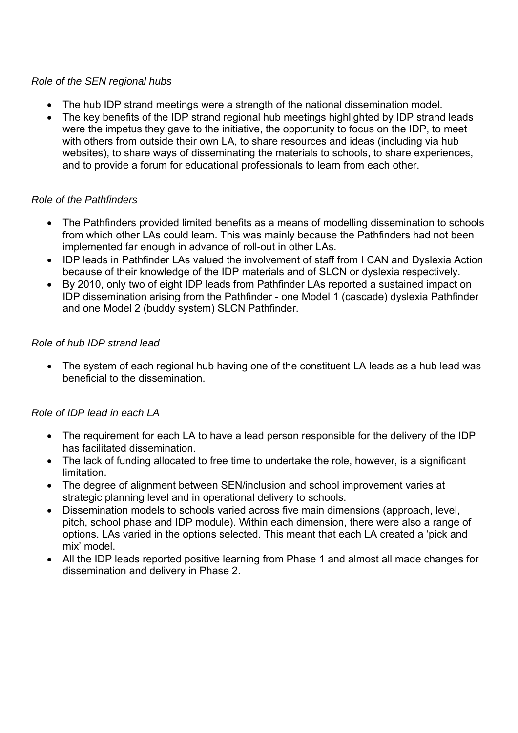*Role of the SEN regional hubs*

- The hub IDP strand meetings were a strength of the national dissemination model.
- The key benefits of the IDP strand regional hub meetings highlighted by IDP strand leads were the impetus they gave to the initiative, the opportunity to focus on the IDP, to meet with others from outside their own LA, to share resources and ideas (including via hub websites), to share ways of disseminating the materials to schools, to share experiences, and to provide a forum for educational professionals to learn from each other.

*Role of the Pathfinders*

- The Pathfinders provided limited benefits as a means of modelling dissemination to schools from which other LAs could learn. This was mainly because the Pathfinders had not been implemented far enough in advance of roll-out in other LAs.
- IDP leads in Pathfinder LAs valued the involvement of staff from I CAN and Dyslexia Action because of their knowledge of the IDP materials and of SLCN or dyslexia respectively.
- By 2010, only two of eight IDP leads from Pathfinder LAs reported a sustained impact on IDP dissemination arising from the Pathfinder - one Model 1 (cascade) dyslexia Pathfinder and one Model 2 (buddy system) SLCN Pathfinder.

*Role of hub IDP strand lead*

- The system of each regional hub having one of the constituent LA leads as a hub lead was beneficial to the dissemination.

*Role of IDP lead in each LA*

- The requirement for each LA to have a lead person responsible for the delivery of the IDP has facilitated dissemination.
- The lack of funding allocated to free time to undertake the role, however, is a significant limitation.
- The degree of alignment between SEN/inclusion and school improvement varies at strategic planning level and in operational delivery to schools.
- Dissemination models to schools varied across five main dimensions (approach, level, pitch, school phase and IDP module). Within each dimension, there were also a range of options. LAs varied in the options selected. This meant that each LA created a 'pick and mix' model.
- All the IDP leads reported positive learning from Phase 1 and almost all made changes for dissemination and delivery in Phase 2.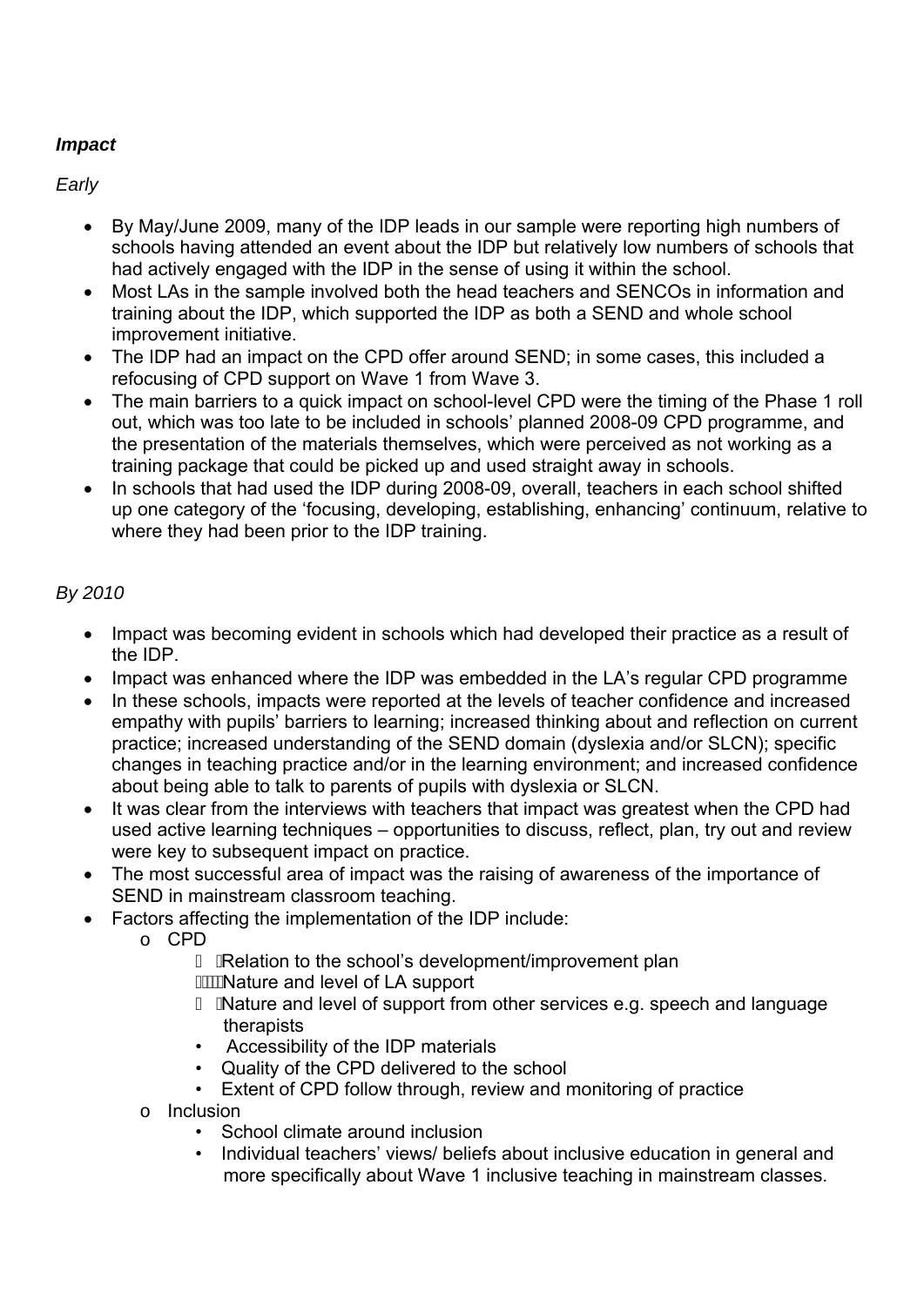***Impact***

*Early*

- By May/June 2009, many of the IDP leads in our sample were reporting high numbers of schools having attended an event about the IDP but relatively low numbers of schools that had actively engaged with the IDP in the sense of using it within the school.
- Most LAs in the sample involved both the head teachers and SENCOs in information and training about the IDP, which supported the IDP as both a SEND and whole school improvement initiative.
- The IDP had an impact on the CPD offer around SEND; in some cases, this included a refocusing of CPD support on Wave 1 from Wave 3.
- The main barriers to a quick impact on school-level CPD were the timing of the Phase 1 roll out, which was too late to be included in schools' planned 2008-09 CPD programme, and the presentation of the materials themselves, which were perceived as not working as a training package that could be picked up and used straight away in schools.
- In schools that had used the IDP during 2008-09, overall, teachers in each school shifted up one category of the 'focusing, developing, establishing, enhancing' continuum, relative to where they had been prior to the IDP training.

*By 2010*

- Impact was becoming evident in schools which had developed their practice as a result of the IDP.
- Impact was enhanced where the IDP was embedded in the LA's regular CPD programme
- In these schools, impacts were reported at the levels of teacher confidence and increased empathy with pupils' barriers to learning; increased thinking about and reflection on current practice; increased understanding of the SEND domain (dyslexia and/or SLCN); specific changes in teaching practice and/or in the learning environment; and increased confidence about being able to talk to parents of pupils with dyslexia or SLCN.
- It was clear from the interviews with teachers that impact was greatest when the CPD had used active learning techniques – opportunities to discuss, reflect, plan, try out and review were key to subsequent impact on practice.
- The most successful area of impact was the raising of awareness of the importance of SEND in mainstream classroom teaching.
- Factors affecting the implementation of the IDP include:
  - CPD
    - Relation to the school's development/improvement plan
    - Nature and level of LA support
    - Nature and level of support from other services e.g. speech and language therapists
    - Accessibility of the IDP materials
    - Quality of the CPD delivered to the school
    - Extent of CPD follow through, review and monitoring of practice
  - Inclusion
    - School climate around inclusion
    - Individual teachers' views/ beliefs about inclusive education in general and more specifically about Wave 1 inclusive teaching in mainstream classes.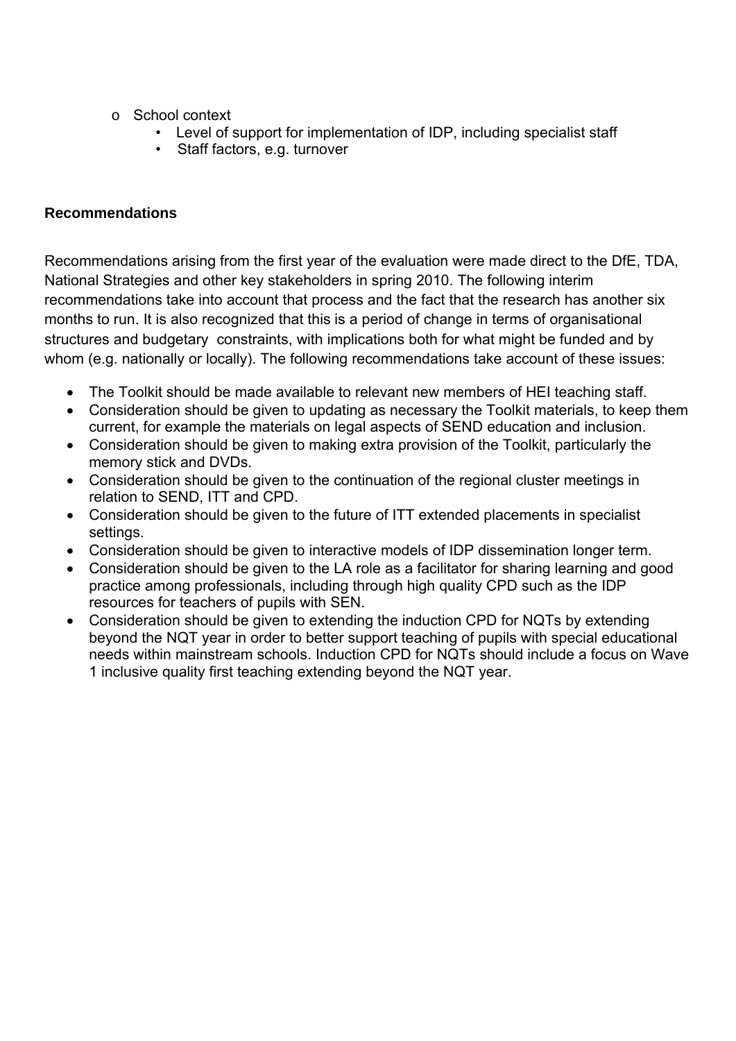- School context
    - Level of support for implementation of IDP, including specialist staff
    - Staff factors, e.g. turnover

**Recommendations**

Recommendations arising from the first year of the evaluation were made direct to the DfE, TDA, National Strategies and other key stakeholders in spring 2010. The following interim recommendations take into account that process and the fact that the research has another six months to run. It is also recognized that this is a period of change in terms of organisational structures and budgetary constraints, with implications both for what might be funded and by whom (e.g. nationally or locally). The following recommendations take account of these issues:

- The Toolkit should be made available to relevant new members of HEI teaching staff.
- Consideration should be given to updating as necessary the Toolkit materials, to keep them current, for example the materials on legal aspects of SEND education and inclusion.
- Consideration should be given to making extra provision of the Toolkit, particularly the memory stick and DVDs.
- Consideration should be given to the continuation of the regional cluster meetings in relation to SEND, ITT and CPD.
- Consideration should be given to the future of ITT extended placements in specialist settings.
- Consideration should be given to interactive models of IDP dissemination longer term.
- Consideration should be given to the LA role as a facilitator for sharing learning and good practice among professionals, including through high quality CPD such as the IDP resources for teachers of pupils with SEN.
- Consideration should be given to extending the induction CPD for NQTs by extending beyond the NQT year in order to better support teaching of pupils with special educational needs within mainstream schools. Induction CPD for NQTs should include a focus on Wave 1 inclusive quality first teaching extending beyond the NQT year.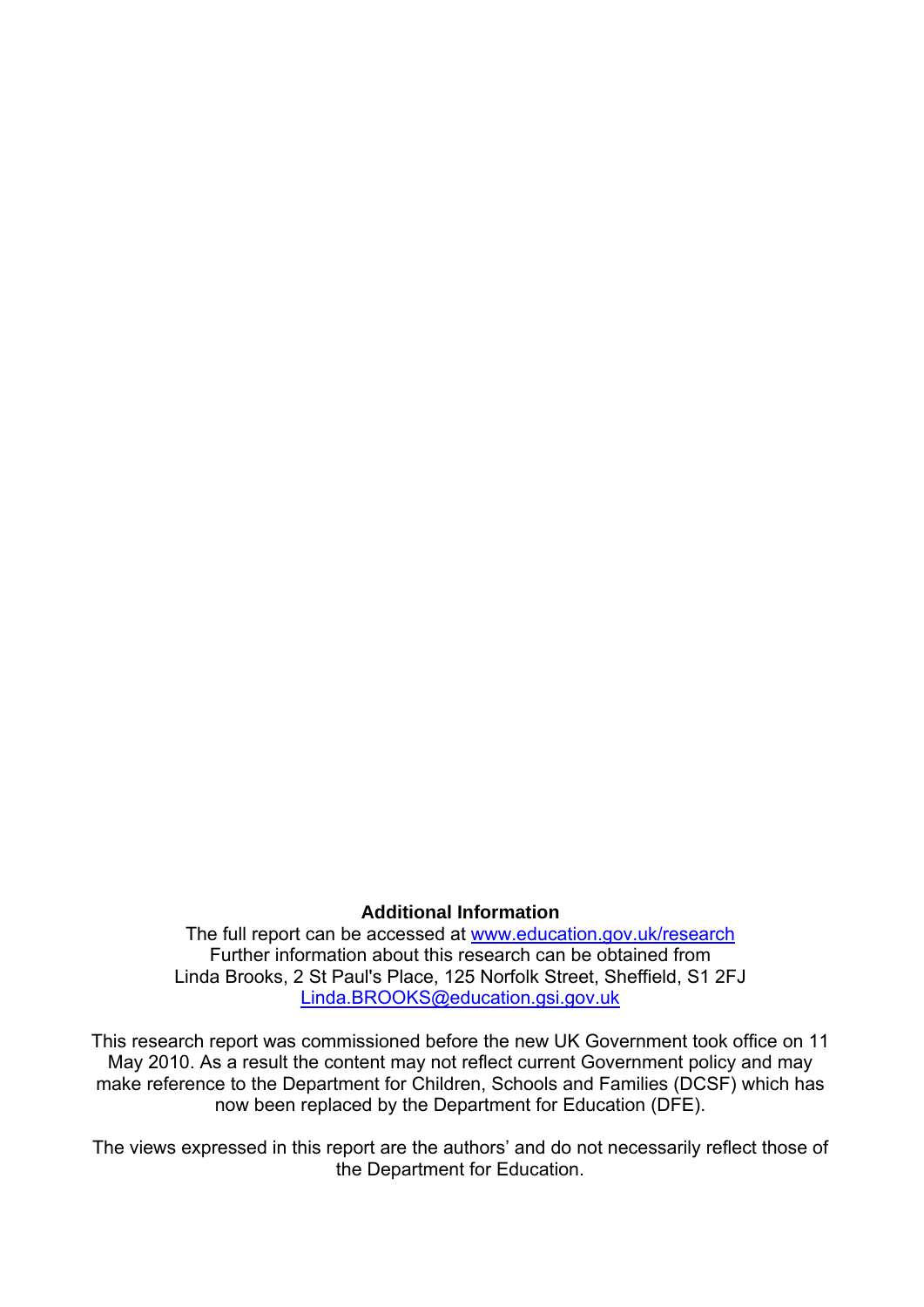**Additional Information**

The full report can be accessed at www.education.gov.uk/research
Further information about this research can be obtained from
Linda Brooks, 2 St Paul's Place, 125 Norfolk Street, Sheffield, S1 2FJ
Linda.BROOKS@education.gsi.gov.uk

This research report was commissioned before the new UK Government took office on 11 May 2010. As a result the content may not reflect current Government policy and may make reference to the Department for Children, Schools and Families (DCSF) which has now been replaced by the Department for Education (DFE).

The views expressed in this report are the authors' and do not necessarily reflect those of the Department for Education.